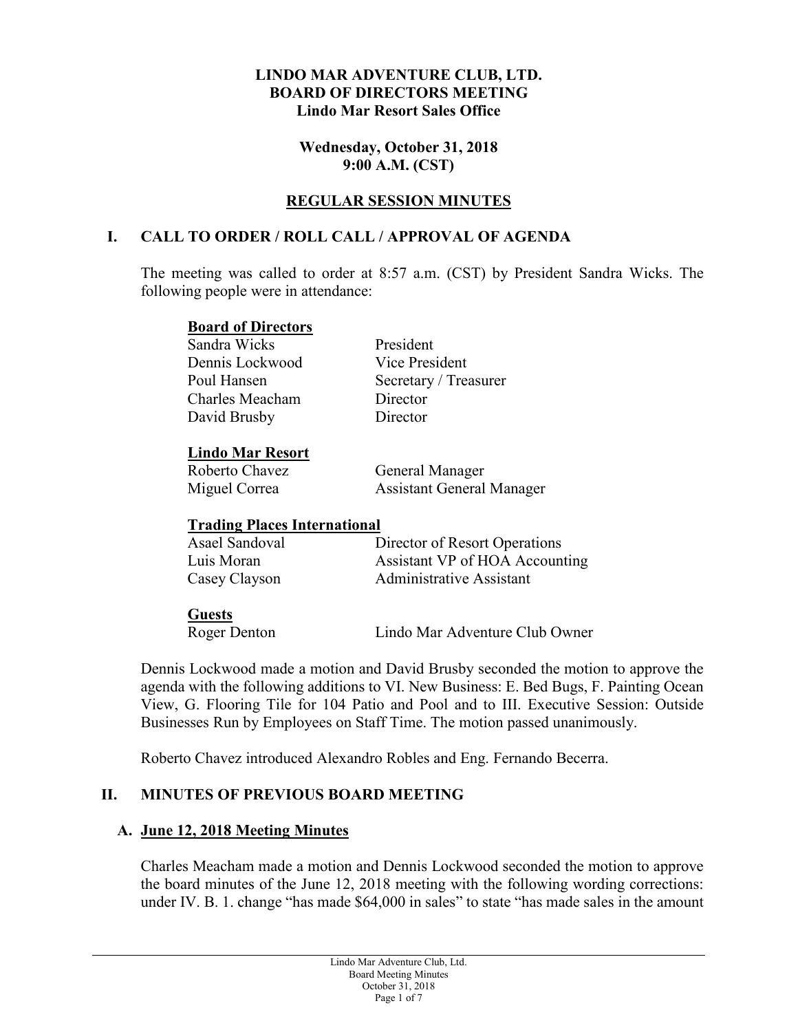**LINDO MAR ADVENTURE CLUB, LTD.**
**BOARD OF DIRECTORS MEETING**
**Lindo Mar Resort Sales Office**

**Wednesday, October 31, 2018**
**9:00 A.M. (CST)**

**REGULAR SESSION MINUTES**

## I. CALL TO ORDER / ROLL CALL / APPROVAL OF AGENDA

The meeting was called to order at 8:57 a.m. (CST) by President Sandra Wicks. The following people were in attendance:

**Board of Directors**

| | |
|---|---|
| Sandra Wicks | President |
| Dennis Lockwood | Vice President |
| Poul Hansen | Secretary / Treasurer |
| Charles Meacham | Director |
| David Brusby | Director |

**Lindo Mar Resort**

| | |
|---|---|
| Roberto Chavez | General Manager |
| Miguel Correa | Assistant General Manager |

**Trading Places International**

| | |
|---|---|
| Asael Sandoval | Director of Resort Operations |
| Luis Moran | Assistant VP of HOA Accounting |
| Casey Clayson | Administrative Assistant |

**Guests**

| | |
|---|---|
| Roger Denton | Lindo Mar Adventure Club Owner |

Dennis Lockwood made a motion and David Brusby seconded the motion to approve the agenda with the following additions to VI. New Business: E. Bed Bugs, F. Painting Ocean View, G. Flooring Tile for 104 Patio and Pool and to III. Executive Session: Outside Businesses Run by Employees on Staff Time. The motion passed unanimously.

Roberto Chavez introduced Alexandro Robles and Eng. Fernando Becerra.

## II. MINUTES OF PREVIOUS BOARD MEETING

### A. June 12, 2018 Meeting Minutes

Charles Meacham made a motion and Dennis Lockwood seconded the motion to approve the board minutes of the June 12, 2018 meeting with the following wording corrections: under IV. B. 1. change "has made $64,000 in sales" to state "has made sales in the amount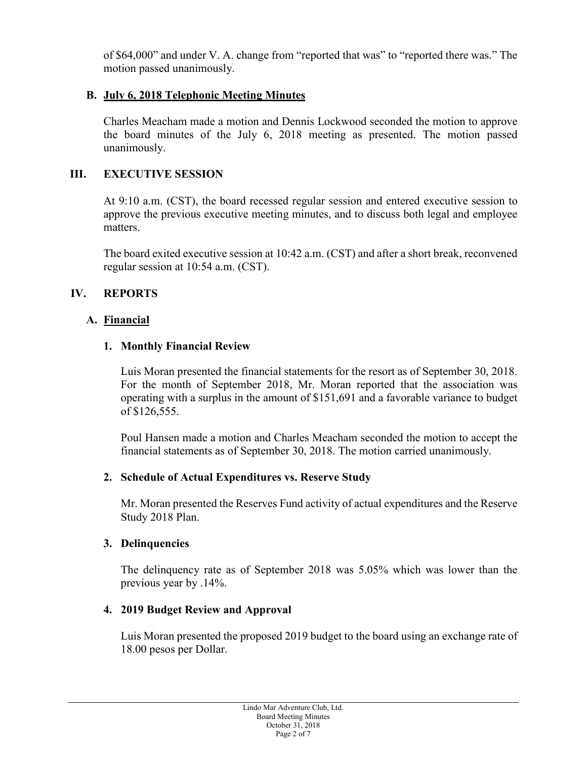of $64,000" and under V. A. change from "reported that was" to "reported there was." The motion passed unanimously.

### B. July 6, 2018 Telephonic Meeting Minutes

Charles Meacham made a motion and Dennis Lockwood seconded the motion to approve the board minutes of the July 6, 2018 meeting as presented. The motion passed unanimously.

## III. EXECUTIVE SESSION

At 9:10 a.m. (CST), the board recessed regular session and entered executive session to approve the previous executive meeting minutes, and to discuss both legal and employee matters.

The board exited executive session at 10:42 a.m. (CST) and after a short break, reconvened regular session at 10:54 a.m. (CST).

## IV. REPORTS

### A. Financial

#### 1. Monthly Financial Review

Luis Moran presented the financial statements for the resort as of September 30, 2018. For the month of September 2018, Mr. Moran reported that the association was operating with a surplus in the amount of $151,691 and a favorable variance to budget of $126,555.

Poul Hansen made a motion and Charles Meacham seconded the motion to accept the financial statements as of September 30, 2018. The motion carried unanimously.

#### 2. Schedule of Actual Expenditures vs. Reserve Study

Mr. Moran presented the Reserves Fund activity of actual expenditures and the Reserve Study 2018 Plan.

#### 3. Delinquencies

The delinquency rate as of September 2018 was 5.05% which was lower than the previous year by .14%.

#### 4. 2019 Budget Review and Approval

Luis Moran presented the proposed 2019 budget to the board using an exchange rate of 18.00 pesos per Dollar.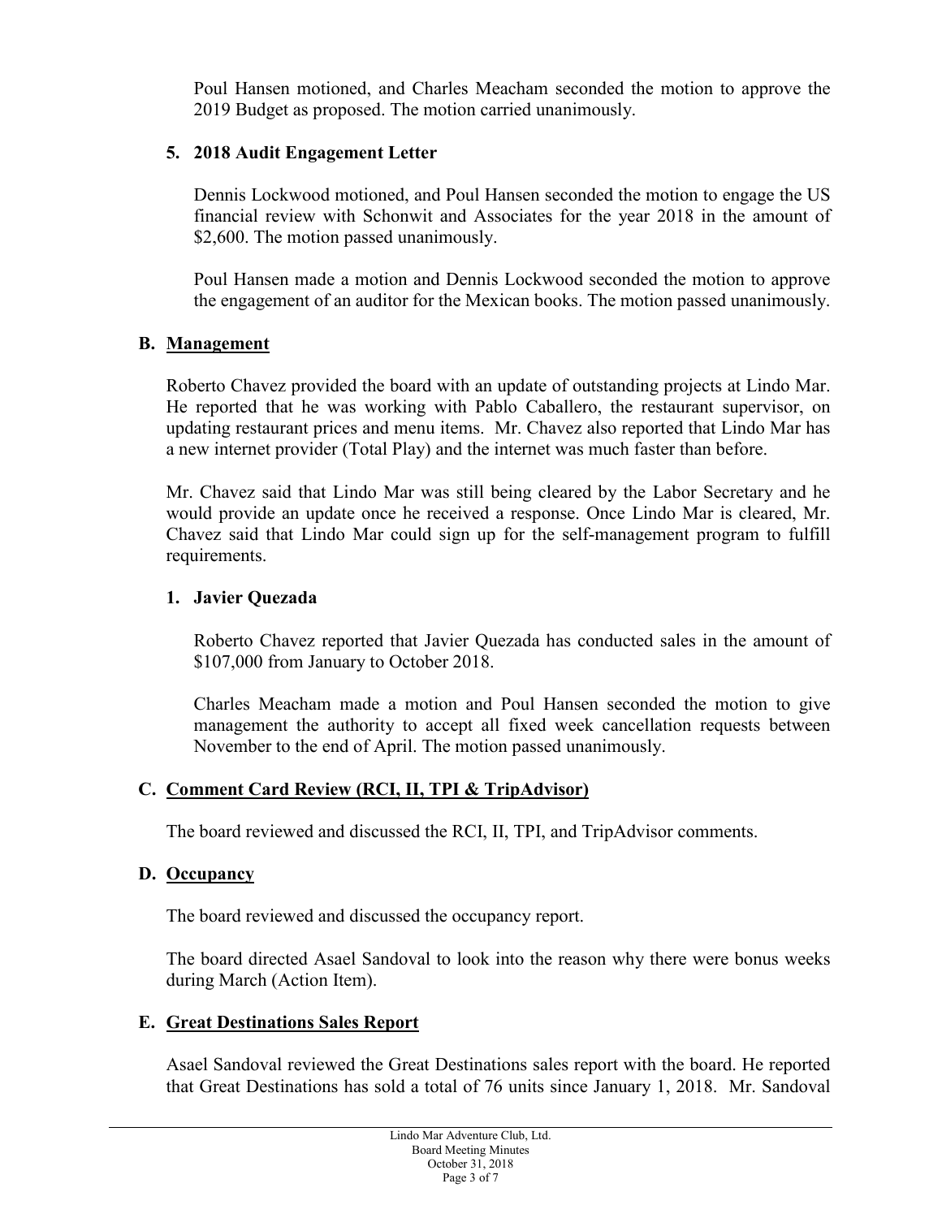Poul Hansen motioned, and Charles Meacham seconded the motion to approve the 2019 Budget as proposed. The motion carried unanimously.

**5. 2018 Audit Engagement Letter**

Dennis Lockwood motioned, and Poul Hansen seconded the motion to engage the US financial review with Schonwit and Associates for the year 2018 in the amount of $2,600. The motion passed unanimously.

Poul Hansen made a motion and Dennis Lockwood seconded the motion to approve the engagement of an auditor for the Mexican books. The motion passed unanimously.

## B. Management

Roberto Chavez provided the board with an update of outstanding projects at Lindo Mar. He reported that he was working with Pablo Caballero, the restaurant supervisor, on updating restaurant prices and menu items. Mr. Chavez also reported that Lindo Mar has a new internet provider (Total Play) and the internet was much faster than before.

Mr. Chavez said that Lindo Mar was still being cleared by the Labor Secretary and he would provide an update once he received a response. Once Lindo Mar is cleared, Mr. Chavez said that Lindo Mar could sign up for the self-management program to fulfill requirements.

**1. Javier Quezada**

Roberto Chavez reported that Javier Quezada has conducted sales in the amount of $107,000 from January to October 2018.

Charles Meacham made a motion and Poul Hansen seconded the motion to give management the authority to accept all fixed week cancellation requests between November to the end of April. The motion passed unanimously.

## C. Comment Card Review (RCI, II, TPI & TripAdvisor)

The board reviewed and discussed the RCI, II, TPI, and TripAdvisor comments.

## D. Occupancy

The board reviewed and discussed the occupancy report.

The board directed Asael Sandoval to look into the reason why there were bonus weeks during March (Action Item).

## E. Great Destinations Sales Report

Asael Sandoval reviewed the Great Destinations sales report with the board. He reported that Great Destinations has sold a total of 76 units since January 1, 2018. Mr. Sandoval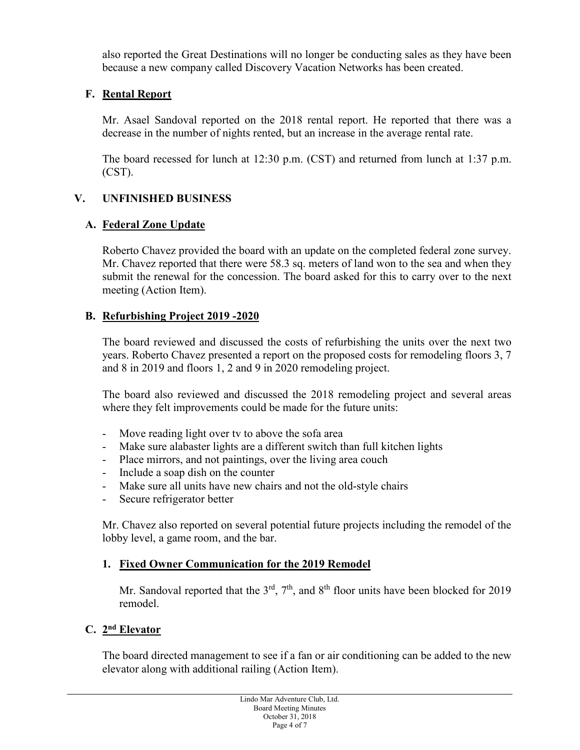also reported the Great Destinations will no longer be conducting sales as they have been because a new company called Discovery Vacation Networks has been created.

### F. Rental Report

Mr. Asael Sandoval reported on the 2018 rental report. He reported that there was a decrease in the number of nights rented, but an increase in the average rental rate.

The board recessed for lunch at 12:30 p.m. (CST) and returned from lunch at 1:37 p.m. (CST).

## V. UNFINISHED BUSINESS

### A. Federal Zone Update

Roberto Chavez provided the board with an update on the completed federal zone survey. Mr. Chavez reported that there were 58.3 sq. meters of land won to the sea and when they submit the renewal for the concession. The board asked for this to carry over to the next meeting (Action Item).

### B. Refurbishing Project 2019 -2020

The board reviewed and discussed the costs of refurbishing the units over the next two years. Roberto Chavez presented a report on the proposed costs for remodeling floors 3, 7 and 8 in 2019 and floors 1, 2 and 9 in 2020 remodeling project.

The board also reviewed and discussed the 2018 remodeling project and several areas where they felt improvements could be made for the future units:

- Move reading light over tv to above the sofa area
- Make sure alabaster lights are a different switch than full kitchen lights
- Place mirrors, and not paintings, over the living area couch
- Include a soap dish on the counter
- Make sure all units have new chairs and not the old-style chairs
- Secure refrigerator better

Mr. Chavez also reported on several potential future projects including the remodel of the lobby level, a game room, and the bar.

#### 1. Fixed Owner Communication for the 2019 Remodel

Mr. Sandoval reported that the 3rd, 7th, and 8th floor units have been blocked for 2019 remodel.

### C. 2nd Elevator

The board directed management to see if a fan or air conditioning can be added to the new elevator along with additional railing (Action Item).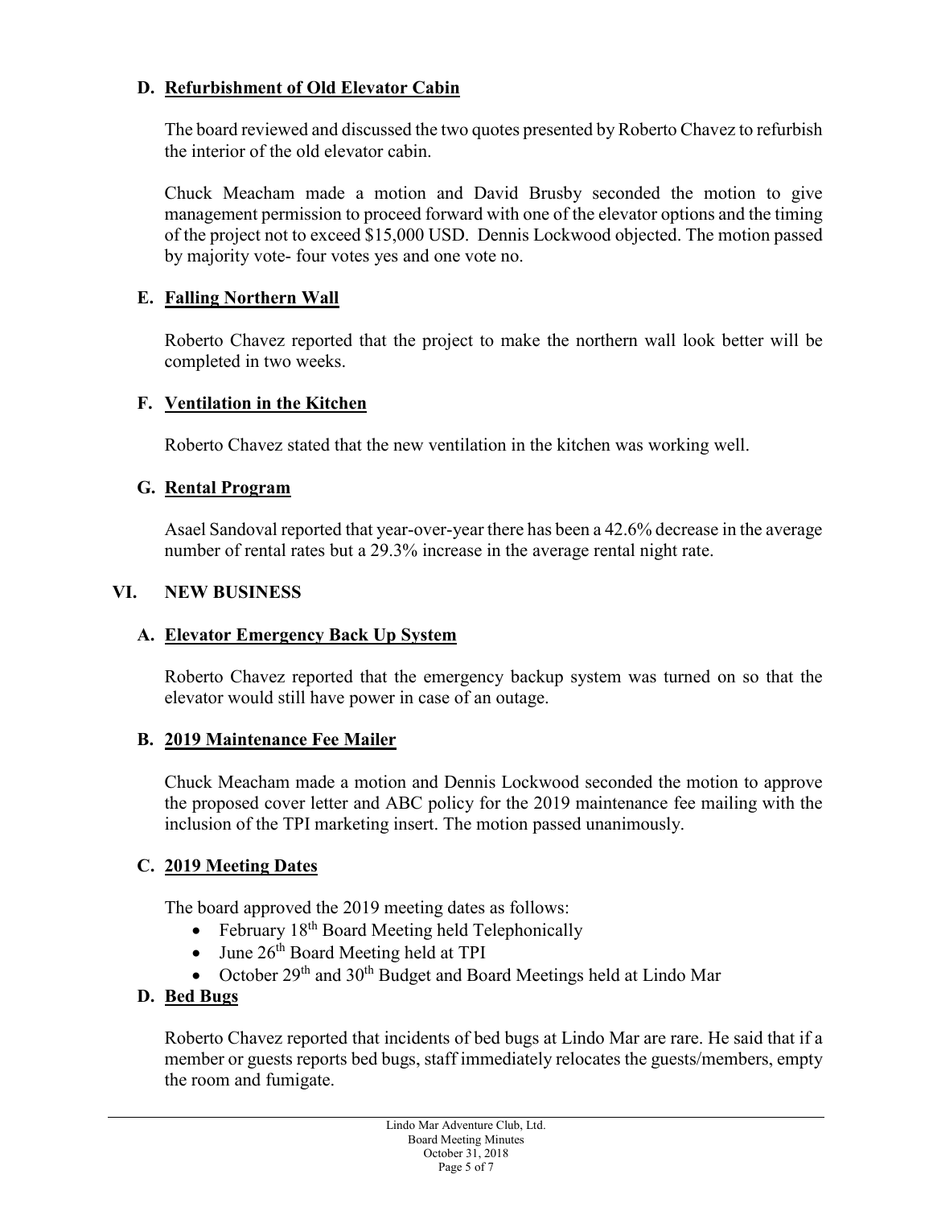### D. Refurbishment of Old Elevator Cabin

The board reviewed and discussed the two quotes presented by Roberto Chavez to refurbish the interior of the old elevator cabin.

Chuck Meacham made a motion and David Brusby seconded the motion to give management permission to proceed forward with one of the elevator options and the timing of the project not to exceed $15,000 USD. Dennis Lockwood objected. The motion passed by majority vote- four votes yes and one vote no.

### E. Falling Northern Wall

Roberto Chavez reported that the project to make the northern wall look better will be completed in two weeks.

### F. Ventilation in the Kitchen

Roberto Chavez stated that the new ventilation in the kitchen was working well.

### G. Rental Program

Asael Sandoval reported that year-over-year there has been a 42.6% decrease in the average number of rental rates but a 29.3% increase in the average rental night rate.

## VI. NEW BUSINESS

### A. Elevator Emergency Back Up System

Roberto Chavez reported that the emergency backup system was turned on so that the elevator would still have power in case of an outage.

### B. 2019 Maintenance Fee Mailer

Chuck Meacham made a motion and Dennis Lockwood seconded the motion to approve the proposed cover letter and ABC policy for the 2019 maintenance fee mailing with the inclusion of the TPI marketing insert. The motion passed unanimously.

### C. 2019 Meeting Dates

The board approved the 2019 meeting dates as follows:

- February 18th Board Meeting held Telephonically
- June 26th Board Meeting held at TPI
- October 29th and 30th Budget and Board Meetings held at Lindo Mar

### D. Bed Bugs

Roberto Chavez reported that incidents of bed bugs at Lindo Mar are rare. He said that if a member or guests reports bed bugs, staff immediately relocates the guests/members, empty the room and fumigate.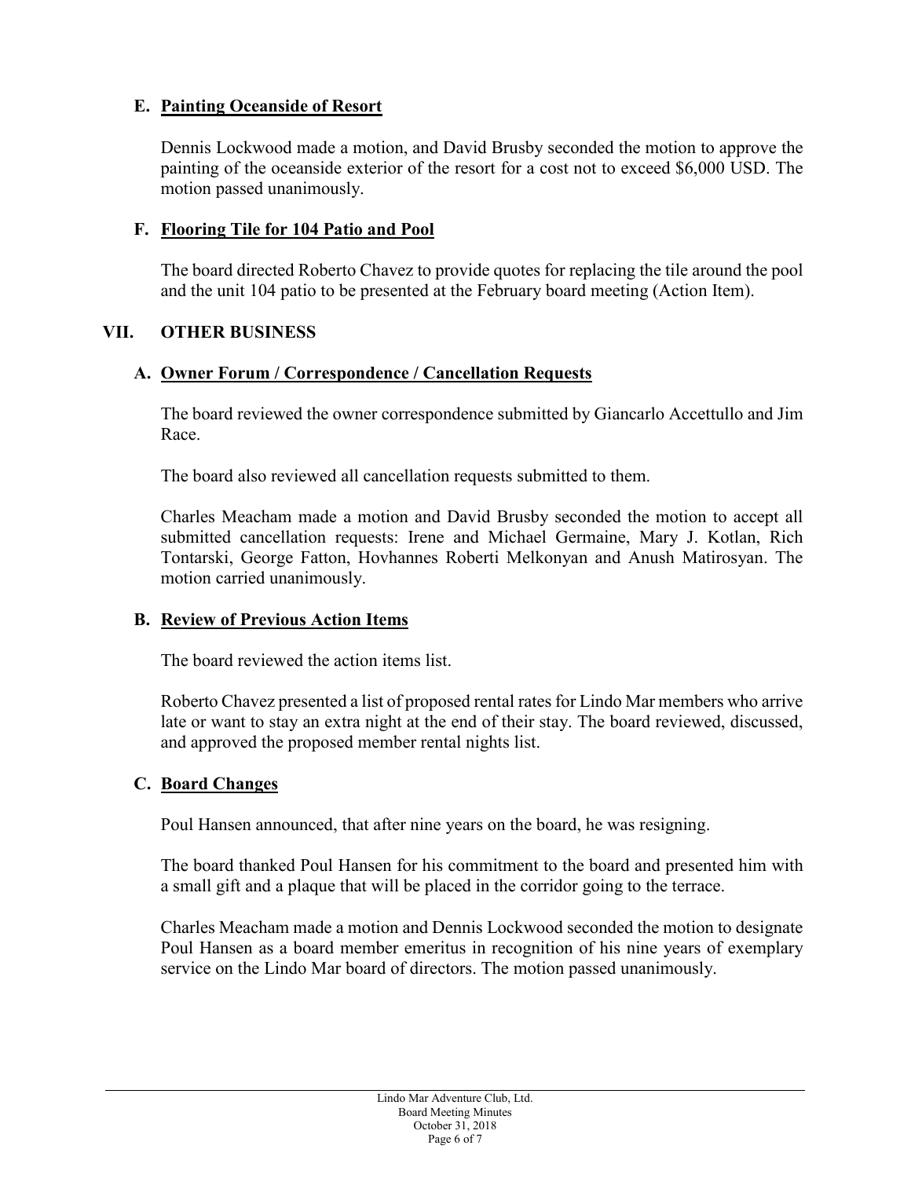### E. Painting Oceanside of Resort

Dennis Lockwood made a motion, and David Brusby seconded the motion to approve the painting of the oceanside exterior of the resort for a cost not to exceed $6,000 USD. The motion passed unanimously.

### F. Flooring Tile for 104 Patio and Pool

The board directed Roberto Chavez to provide quotes for replacing the tile around the pool and the unit 104 patio to be presented at the February board meeting (Action Item).

## VII. OTHER BUSINESS

### A. Owner Forum / Correspondence / Cancellation Requests

The board reviewed the owner correspondence submitted by Giancarlo Accettullo and Jim Race.

The board also reviewed all cancellation requests submitted to them.

Charles Meacham made a motion and David Brusby seconded the motion to accept all submitted cancellation requests: Irene and Michael Germaine, Mary J. Kotlan, Rich Tontarski, George Fatton, Hovhannes Roberti Melkonyan and Anush Matirosyan. The motion carried unanimously.

### B. Review of Previous Action Items

The board reviewed the action items list.

Roberto Chavez presented a list of proposed rental rates for Lindo Mar members who arrive late or want to stay an extra night at the end of their stay. The board reviewed, discussed, and approved the proposed member rental nights list.

### C. Board Changes

Poul Hansen announced, that after nine years on the board, he was resigning.

The board thanked Poul Hansen for his commitment to the board and presented him with a small gift and a plaque that will be placed in the corridor going to the terrace.

Charles Meacham made a motion and Dennis Lockwood seconded the motion to designate Poul Hansen as a board member emeritus in recognition of his nine years of exemplary service on the Lindo Mar board of directors. The motion passed unanimously.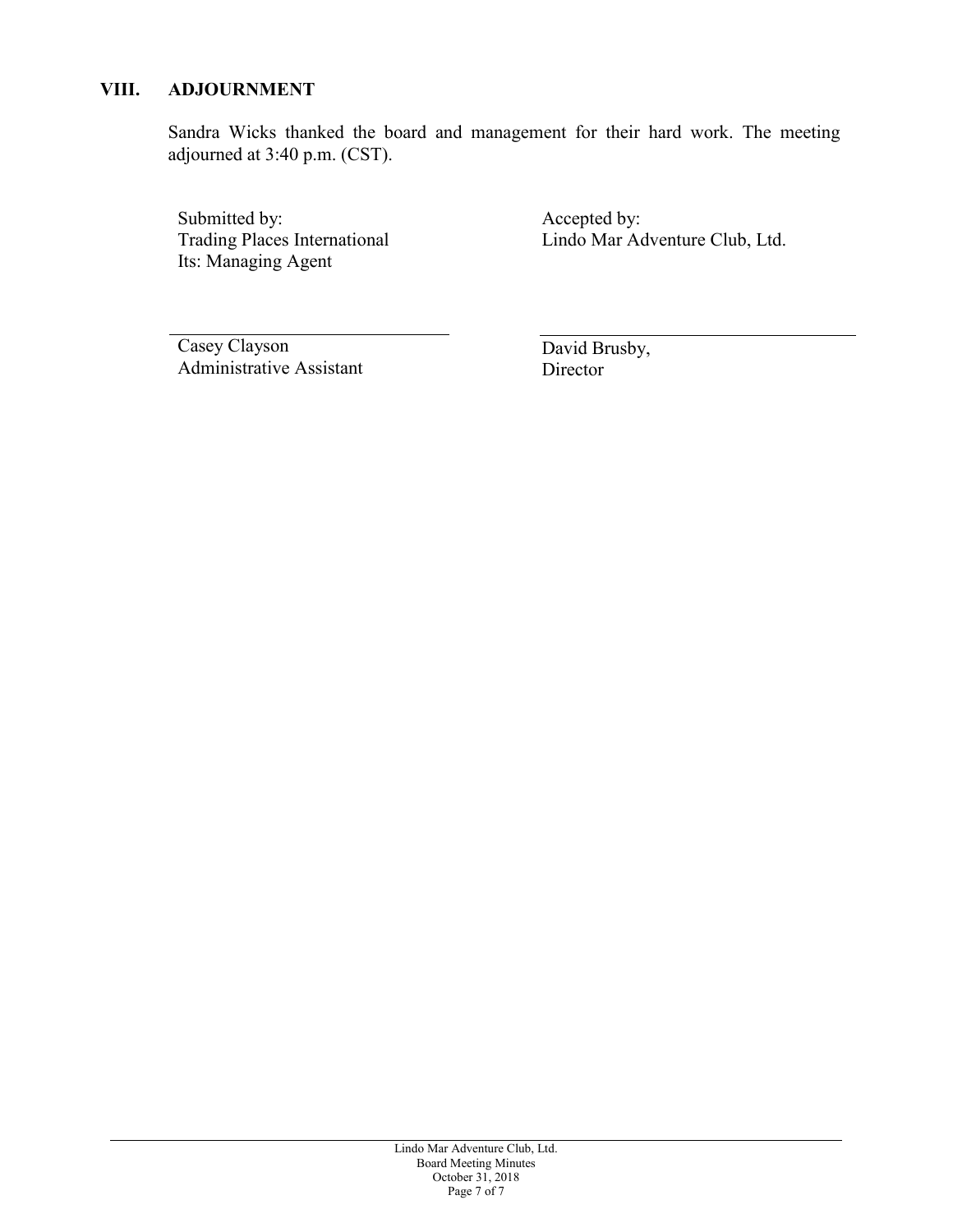## VIII. ADJOURNMENT

Sandra Wicks thanked the board and management for their hard work. The meeting adjourned at 3:40 p.m. (CST).

| | |
|---|---|
| Submitted by:<br>Trading Places International<br>Its: Managing Agent | Accepted by:<br>Lindo Mar Adventure Club, Ltd. |
| \_\_\_\_\_\_\_\_\_\_\_\_\_\_\_\_\_\_\_\_\_\_\_\_\_\_\_\_<br>Casey Clayson<br>Administrative Assistant | \_\_\_\_\_\_\_\_\_\_\_\_\_\_\_\_\_\_\_\_\_\_\_\_\_\_\_\_<br>David Brusby,<br>Director |